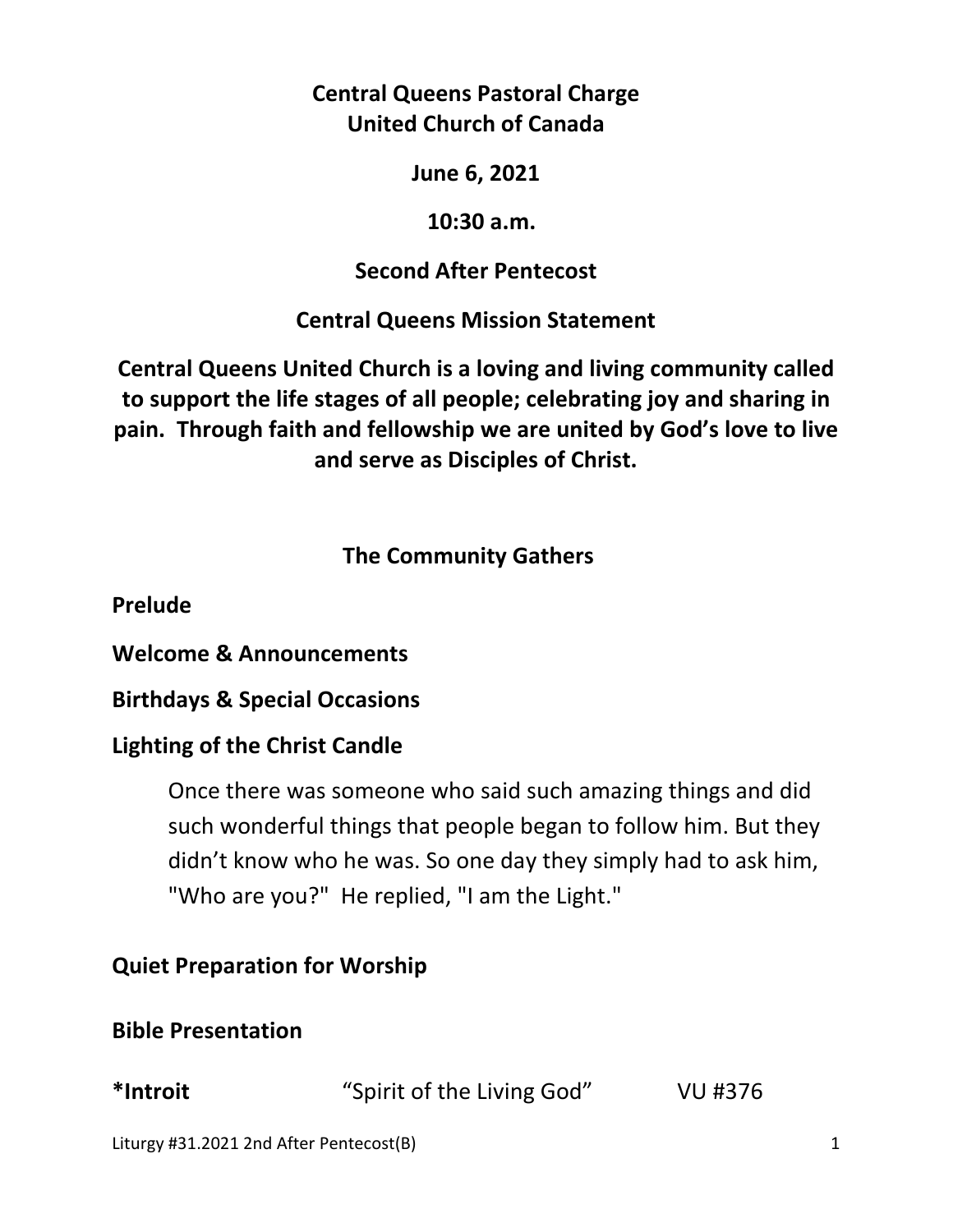# Central Queens Pastoral Charge
# United Church of Canada

**June 6, 2021**

**10:30 a.m.**

**Second After Pentecost**

**Central Queens Mission Statement**

**Central Queens United Church is a loving and living community called to support the life stages of all people; celebrating joy and sharing in pain. Through faith and fellowship we are united by God's love to live and serve as Disciples of Christ.**

## The Community Gathers

**Prelude**

**Welcome & Announcements**

**Birthdays & Special Occasions**

**Lighting of the Christ Candle**

Once there was someone who said such amazing things and did such wonderful things that people began to follow him. But they didn't know who he was. So one day they simply had to ask him, "Who are you?" He replied, "I am the Light."

**Quiet Preparation for Worship**

**Bible Presentation**

**\*Introit** "Spirit of the Living God" VU #376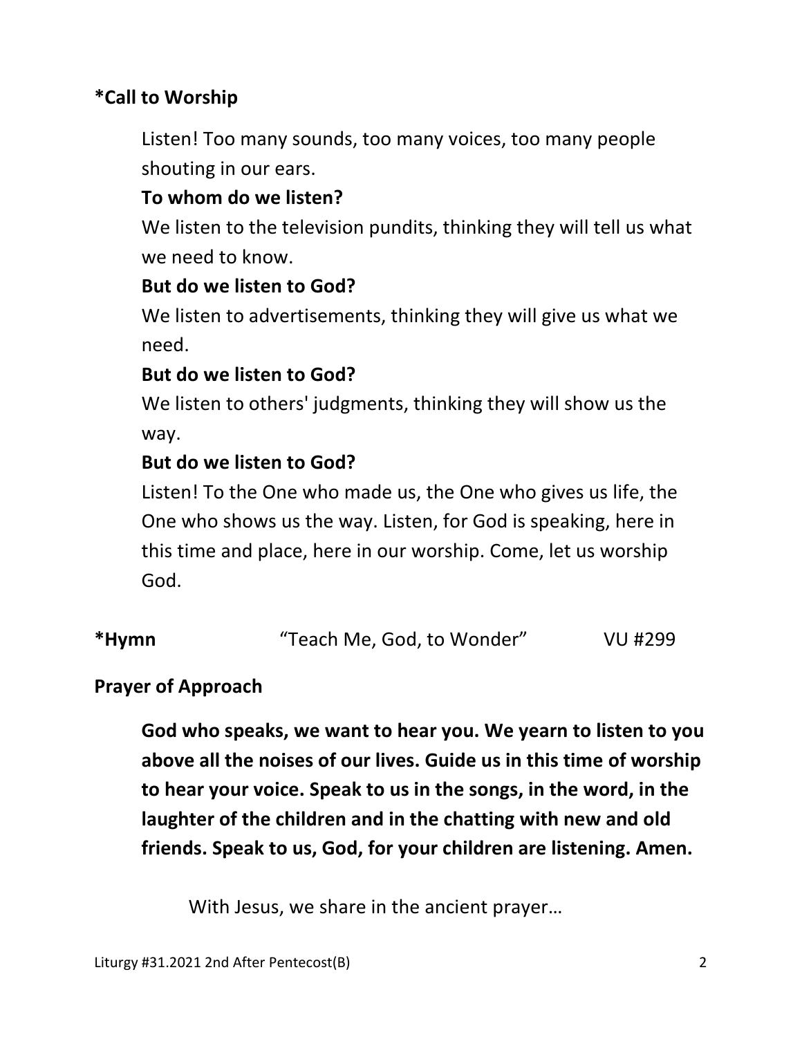**\*Call to Worship**

Listen! Too many sounds, too many voices, too many people shouting in our ears.

**To whom do we listen?**

We listen to the television pundits, thinking they will tell us what we need to know.

**But do we listen to God?**

We listen to advertisements, thinking they will give us what we need.

**But do we listen to God?**

We listen to others' judgments, thinking they will show us the way.

**But do we listen to God?**

Listen! To the One who made us, the One who gives us life, the One who shows us the way. Listen, for God is speaking, here in this time and place, here in our worship. Come, let us worship God.

**\*Hymn** "Teach Me, God, to Wonder" VU #299

**Prayer of Approach**

**God who speaks, we want to hear you. We yearn to listen to you above all the noises of our lives. Guide us in this time of worship to hear your voice. Speak to us in the songs, in the word, in the laughter of the children and in the chatting with new and old friends. Speak to us, God, for your children are listening. Amen.**

With Jesus, we share in the ancient prayer…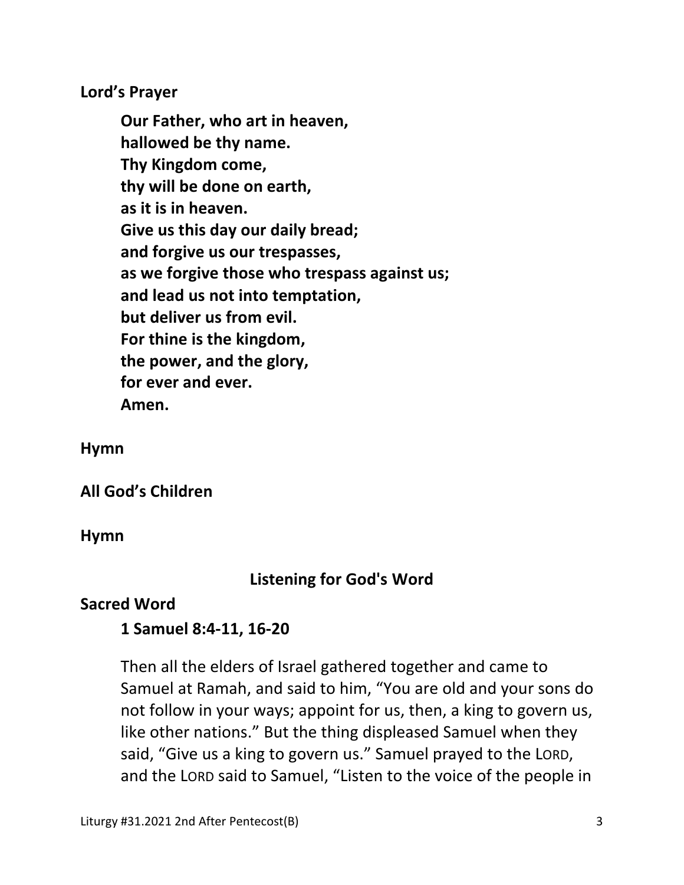**Lord's Prayer**

> **Our Father, who art in heaven,**
> **hallowed be thy name.**
> **Thy Kingdom come,**
> **thy will be done on earth,**
> **as it is in heaven.**
> **Give us this day our daily bread;**
> **and forgive us our trespasses,**
> **as we forgive those who trespass against us;**
> **and lead us not into temptation,**
> **but deliver us from evil.**
> **For thine is the kingdom,**
> **the power, and the glory,**
> **for ever and ever.**
> **Amen.**

**Hymn**

**All God's Children**

**Hymn**

## Listening for God's Word

**Sacred Word**

**1 Samuel 8:4-11, 16-20**

Then all the elders of Israel gathered together and came to Samuel at Ramah, and said to him, "You are old and your sons do not follow in your ways; appoint for us, then, a king to govern us, like other nations." But the thing displeased Samuel when they said, "Give us a king to govern us." Samuel prayed to the LORD, and the LORD said to Samuel, "Listen to the voice of the people in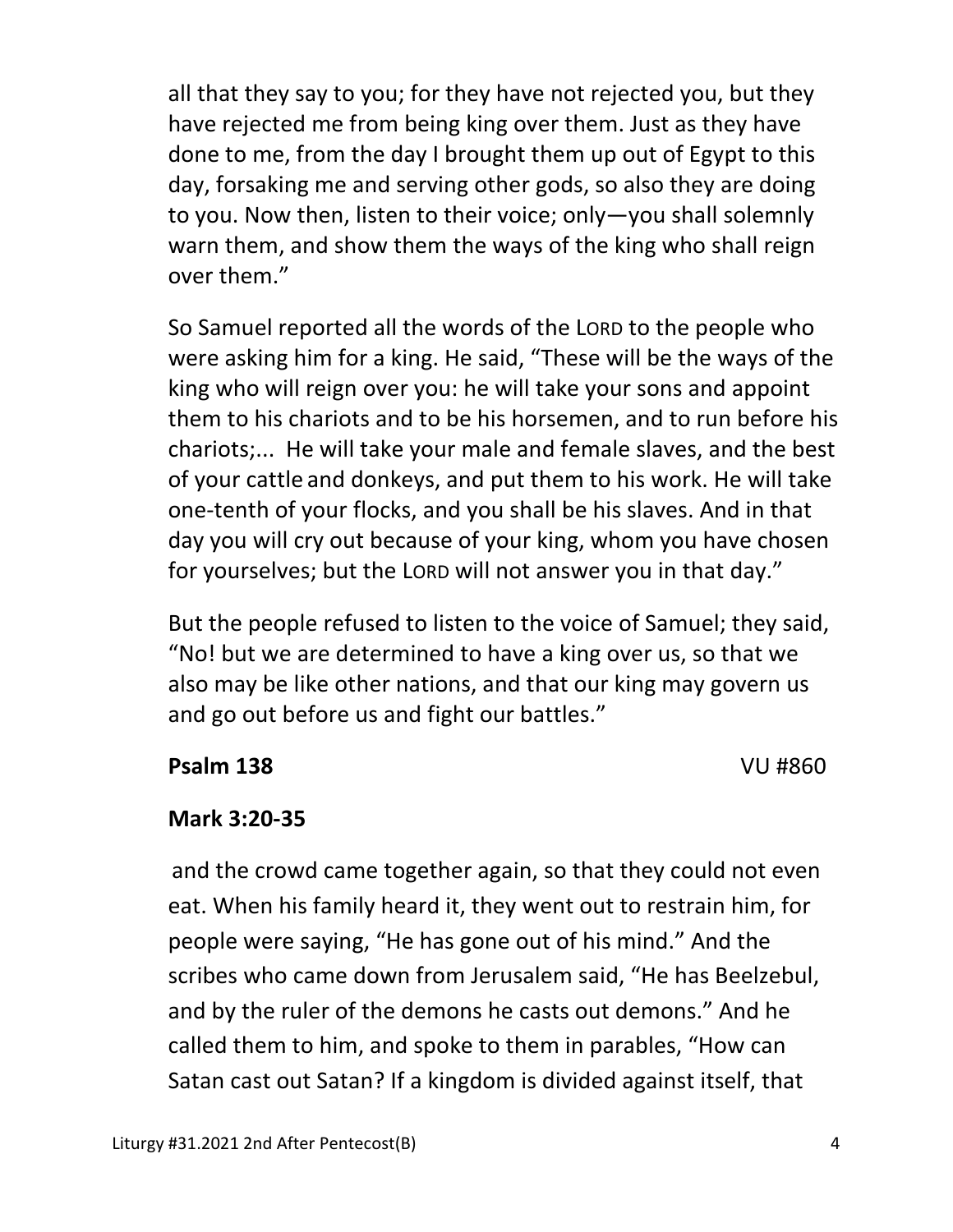all that they say to you; for they have not rejected you, but they have rejected me from being king over them. Just as they have done to me, from the day I brought them up out of Egypt to this day, forsaking me and serving other gods, so also they are doing to you. Now then, listen to their voice; only—you shall solemnly warn them, and show them the ways of the king who shall reign over them."

So Samuel reported all the words of the LORD to the people who were asking him for a king. He said, "These will be the ways of the king who will reign over you: he will take your sons and appoint them to his chariots and to be his horsemen, and to run before his chariots;... He will take your male and female slaves, and the best of your cattle and donkeys, and put them to his work. He will take one-tenth of your flocks, and you shall be his slaves. And in that day you will cry out because of your king, whom you have chosen for yourselves; but the LORD will not answer you in that day."

But the people refused to listen to the voice of Samuel; they said, "No! but we are determined to have a king over us, so that we also may be like other nations, and that our king may govern us and go out before us and fight our battles."

**Psalm 138** VU #860

**Mark 3:20-35**

and the crowd came together again, so that they could not even eat. When his family heard it, they went out to restrain him, for people were saying, "He has gone out of his mind." And the scribes who came down from Jerusalem said, "He has Beelzebul, and by the ruler of the demons he casts out demons." And he called them to him, and spoke to them in parables, "How can Satan cast out Satan? If a kingdom is divided against itself, that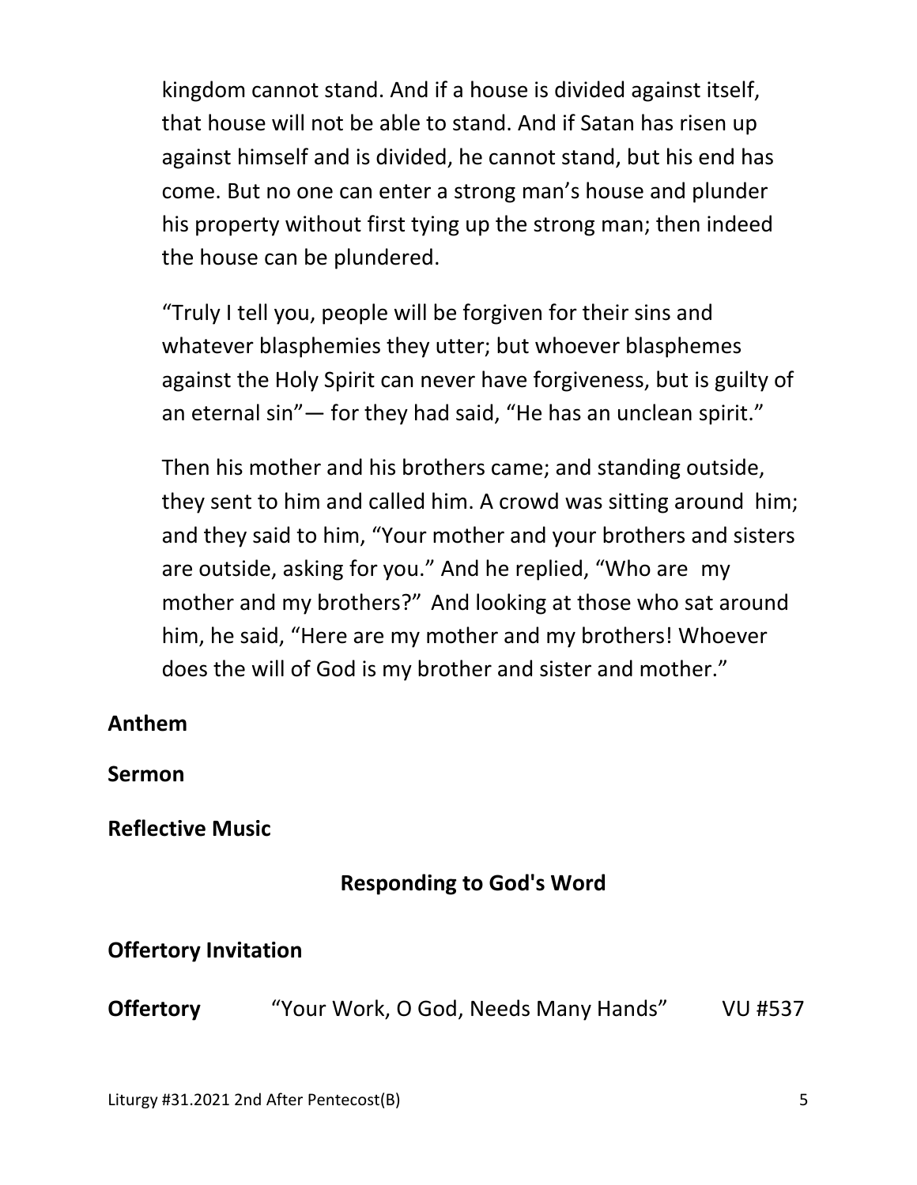kingdom cannot stand. And if a house is divided against itself, that house will not be able to stand. And if Satan has risen up against himself and is divided, he cannot stand, but his end has come. But no one can enter a strong man's house and plunder his property without first tying up the strong man; then indeed the house can be plundered.

"Truly I tell you, people will be forgiven for their sins and whatever blasphemies they utter; but whoever blasphemes against the Holy Spirit can never have forgiveness, but is guilty of an eternal sin"— for they had said, "He has an unclean spirit."

Then his mother and his brothers came; and standing outside, they sent to him and called him. A crowd was sitting around him; and they said to him, "Your mother and your brothers and sisters are outside, asking for you." And he replied, "Who are my mother and my brothers?" And looking at those who sat around him, he said, "Here are my mother and my brothers! Whoever does the will of God is my brother and sister and mother."

**Anthem**

**Sermon**

**Reflective Music**

## Responding to God's Word

**Offertory Invitation**

**Offertory** "Your Work, O God, Needs Many Hands" VU #537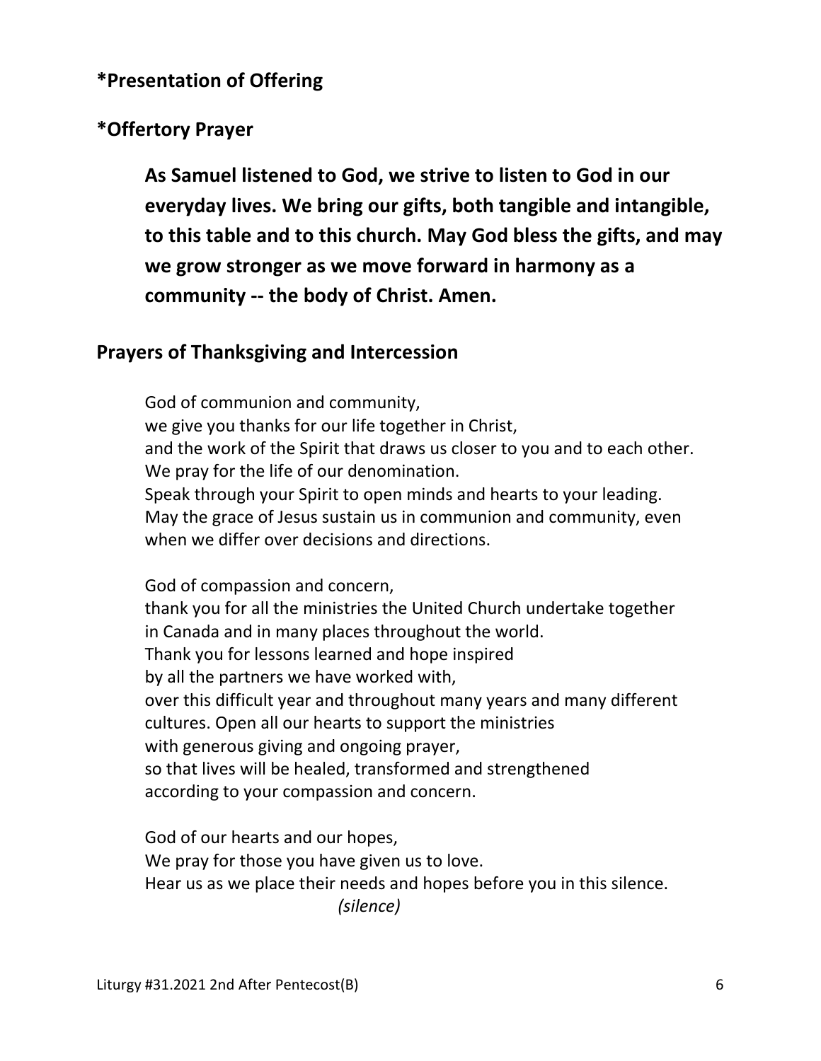## *Presentation of Offering

## *Offertory Prayer

**As Samuel listened to God, we strive to listen to God in our everyday lives. We bring our gifts, both tangible and intangible, to this table and to this church. May God bless the gifts, and may we grow stronger as we move forward in harmony as a community -- the body of Christ. Amen.**

## Prayers of Thanksgiving and Intercession

God of communion and community,
we give you thanks for our life together in Christ,
and the work of the Spirit that draws us closer to you and to each other.
We pray for the life of our denomination.
Speak through your Spirit to open minds and hearts to your leading.
May the grace of Jesus sustain us in communion and community, even when we differ over decisions and directions.

God of compassion and concern,
thank you for all the ministries the United Church undertake together
in Canada and in many places throughout the world.
Thank you for lessons learned and hope inspired
by all the partners we have worked with,
over this difficult year and throughout many years and many different cultures. Open all our hearts to support the ministries
with generous giving and ongoing prayer,
so that lives will be healed, transformed and strengthened
according to your compassion and concern.

God of our hearts and our hopes,
We pray for those you have given us to love.
Hear us as we place their needs and hopes before you in this silence.
*(silence)*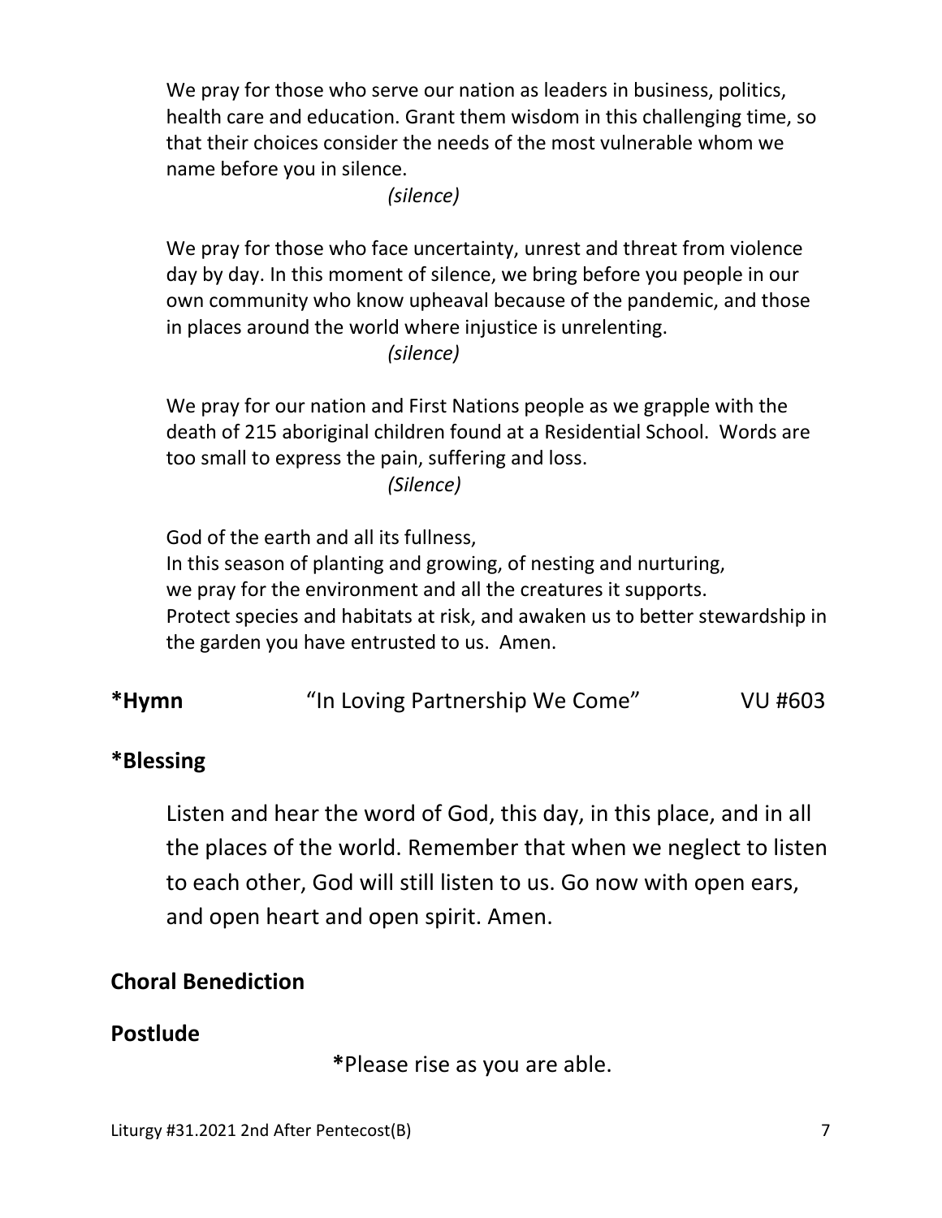We pray for those who serve our nation as leaders in business, politics, health care and education. Grant them wisdom in this challenging time, so that their choices consider the needs of the most vulnerable whom we name before you in silence.

*(silence)*

We pray for those who face uncertainty, unrest and threat from violence day by day. In this moment of silence, we bring before you people in our own community who know upheaval because of the pandemic, and those in places around the world where injustice is unrelenting.

*(silence)*

We pray for our nation and First Nations people as we grapple with the death of 215 aboriginal children found at a Residential School. Words are too small to express the pain, suffering and loss.

*(Silence)*

God of the earth and all its fullness,
In this season of planting and growing, of nesting and nurturing,
we pray for the environment and all the creatures it supports.
Protect species and habitats at risk, and awaken us to better stewardship in the garden you have entrusted to us. Amen.

**\*Hymn** "In Loving Partnership We Come" VU #603

**\*Blessing**

Listen and hear the word of God, this day, in this place, and in all the places of the world. Remember that when we neglect to listen to each other, God will still listen to us. Go now with open ears, and open heart and open spirit. Amen.

**Choral Benediction**

**Postlude**

**\***Please rise as you are able.